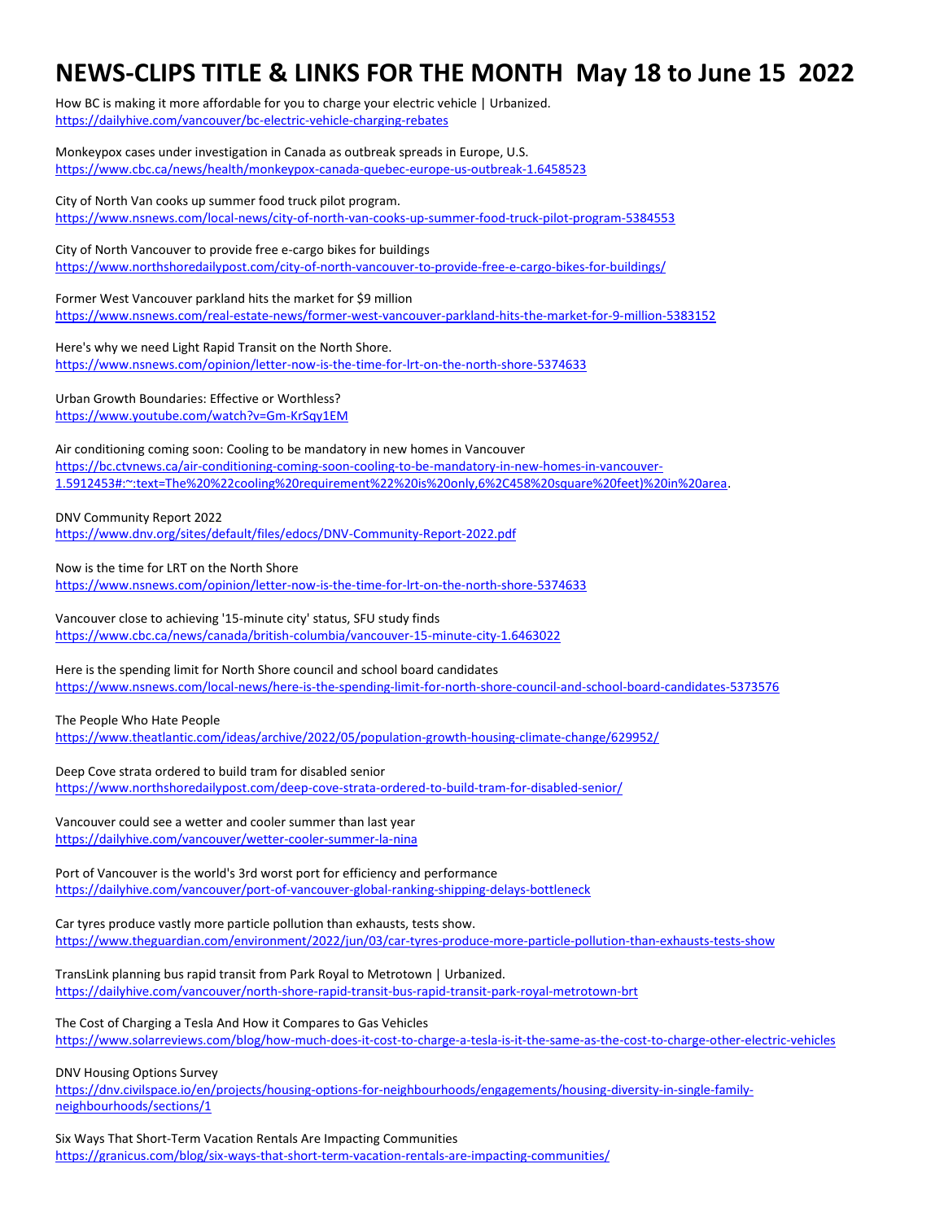# NEWS-CLIPS TITLE & LINKS FOR THE MONTH May 18 to June 15 2022

How BC is making it more affordable for you to charge your electric vehicle | Urbanized.
https://dailyhive.com/vancouver/bc-electric-vehicle-charging-rebates

Monkeypox cases under investigation in Canada as outbreak spreads in Europe, U.S.
https://www.cbc.ca/news/health/monkeypox-canada-quebec-europe-us-outbreak-1.6458523

City of North Van cooks up summer food truck pilot program.
https://www.nsnews.com/local-news/city-of-north-van-cooks-up-summer-food-truck-pilot-program-5384553

City of North Vancouver to provide free e-cargo bikes for buildings
https://www.northshoredailypost.com/city-of-north-vancouver-to-provide-free-e-cargo-bikes-for-buildings/

Former West Vancouver parkland hits the market for $9 million
https://www.nsnews.com/real-estate-news/former-west-vancouver-parkland-hits-the-market-for-9-million-5383152

Here's why we need Light Rapid Transit on the North Shore.
https://www.nsnews.com/opinion/letter-now-is-the-time-for-lrt-on-the-north-shore-5374633

Urban Growth Boundaries: Effective or Worthless?
https://www.youtube.com/watch?v=Gm-KrSqy1EM

Air conditioning coming soon: Cooling to be mandatory in new homes in Vancouver
https://bc.ctvnews.ca/air-conditioning-coming-soon-cooling-to-be-mandatory-in-new-homes-in-vancouver-1.5912453#:~:text=The%20%22cooling%20requirement%22%20is%20only,6%2C458%20square%20feet)%20in%20area.

DNV Community Report 2022
https://www.dnv.org/sites/default/files/edocs/DNV-Community-Report-2022.pdf

Now is the time for LRT on the North Shore
https://www.nsnews.com/opinion/letter-now-is-the-time-for-lrt-on-the-north-shore-5374633

Vancouver close to achieving '15-minute city' status, SFU study finds
https://www.cbc.ca/news/canada/british-columbia/vancouver-15-minute-city-1.6463022

Here is the spending limit for North Shore council and school board candidates
https://www.nsnews.com/local-news/here-is-the-spending-limit-for-north-shore-council-and-school-board-candidates-5373576

The People Who Hate People
https://www.theatlantic.com/ideas/archive/2022/05/population-growth-housing-climate-change/629952/

Deep Cove strata ordered to build tram for disabled senior
https://www.northshoredailypost.com/deep-cove-strata-ordered-to-build-tram-for-disabled-senior/

Vancouver could see a wetter and cooler summer than last year
https://dailyhive.com/vancouver/wetter-cooler-summer-la-nina

Port of Vancouver is the world's 3rd worst port for efficiency and performance
https://dailyhive.com/vancouver/port-of-vancouver-global-ranking-shipping-delays-bottleneck

Car tyres produce vastly more particle pollution than exhausts, tests show.
https://www.theguardian.com/environment/2022/jun/03/car-tyres-produce-more-particle-pollution-than-exhausts-tests-show

TransLink planning bus rapid transit from Park Royal to Metrotown | Urbanized.
https://dailyhive.com/vancouver/north-shore-rapid-transit-bus-rapid-transit-park-royal-metrotown-brt

The Cost of Charging a Tesla And How it Compares to Gas Vehicles
https://www.solarreviews.com/blog/how-much-does-it-cost-to-charge-a-tesla-is-it-the-same-as-the-cost-to-charge-other-electric-vehicles

DNV Housing Options Survey
https://dnv.civilspace.io/en/projects/housing-options-for-neighbourhoods/engagements/housing-diversity-in-single-family-neighbourhoods/sections/1

Six Ways That Short-Term Vacation Rentals Are Impacting Communities
https://granicus.com/blog/six-ways-that-short-term-vacation-rentals-are-impacting-communities/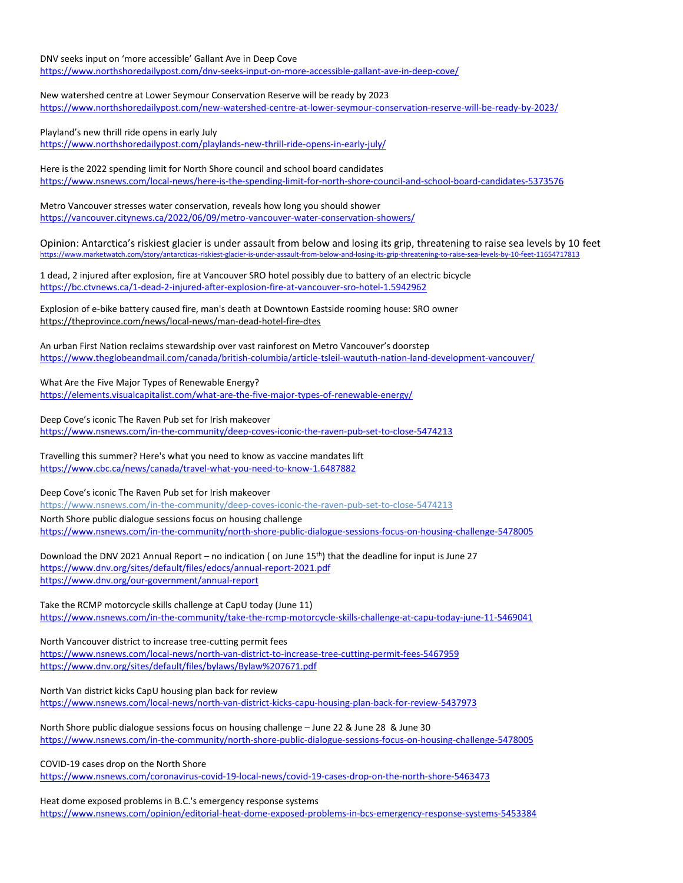DNV seeks input on 'more accessible' Gallant Ave in Deep Cove
https://www.northshoredailypost.com/dnv-seeks-input-on-more-accessible-gallant-ave-in-deep-cove/

New watershed centre at Lower Seymour Conservation Reserve will be ready by 2023
https://www.northshoredailypost.com/new-watershed-centre-at-lower-seymour-conservation-reserve-will-be-ready-by-2023/

Playland's new thrill ride opens in early July
https://www.northshoredailypost.com/playlands-new-thrill-ride-opens-in-early-july/

Here is the 2022 spending limit for North Shore council and school board candidates
https://www.nsnews.com/local-news/here-is-the-spending-limit-for-north-shore-council-and-school-board-candidates-5373576

Metro Vancouver stresses water conservation, reveals how long you should shower
https://vancouver.citynews.ca/2022/06/09/metro-vancouver-water-conservation-showers/

Opinion: Antarctica's riskiest glacier is under assault from below and losing its grip, threatening to raise sea levels by 10 feet
https://www.marketwatch.com/story/antarcticas-riskiest-glacier-is-under-assault-from-below-and-losing-its-grip-threatening-to-raise-sea-levels-by-10-feet-11654717813

1 dead, 2 injured after explosion, fire at Vancouver SRO hotel possibly due to battery of an electric bicycle
https://bc.ctvnews.ca/1-dead-2-injured-after-explosion-fire-at-vancouver-sro-hotel-1.5942962

Explosion of e-bike battery caused fire, man's death at Downtown Eastside rooming house: SRO owner
https://theprovince.com/news/local-news/man-dead-hotel-fire-dtes

An urban First Nation reclaims stewardship over vast rainforest on Metro Vancouver's doorstep
https://www.theglobeandmail.com/canada/british-columbia/article-tsleil-waututh-nation-land-development-vancouver/

What Are the Five Major Types of Renewable Energy?
https://elements.visualcapitalist.com/what-are-the-five-major-types-of-renewable-energy/

Deep Cove's iconic The Raven Pub set for Irish makeover
https://www.nsnews.com/in-the-community/deep-coves-iconic-the-raven-pub-set-to-close-5474213

Travelling this summer? Here's what you need to know as vaccine mandates lift
https://www.cbc.ca/news/canada/travel-what-you-need-to-know-1.6487882

Deep Cove's iconic The Raven Pub set for Irish makeover
https://www.nsnews.com/in-the-community/deep-coves-iconic-the-raven-pub-set-to-close-5474213

North Shore public dialogue sessions focus on housing challenge
https://www.nsnews.com/in-the-community/north-shore-public-dialogue-sessions-focus-on-housing-challenge-5478005

Download the DNV 2021 Annual Report – no indication ( on June 15th) that the deadline for input is June 27
https://www.dnv.org/sites/default/files/edocs/annual-report-2021.pdf
https://www.dnv.org/our-government/annual-report

Take the RCMP motorcycle skills challenge at CapU today (June 11)
https://www.nsnews.com/in-the-community/take-the-rcmp-motorcycle-skills-challenge-at-capu-today-june-11-5469041

North Vancouver district to increase tree-cutting permit fees
https://www.nsnews.com/local-news/north-van-district-to-increase-tree-cutting-permit-fees-5467959
https://www.dnv.org/sites/default/files/bylaws/Bylaw%207671.pdf

North Van district kicks CapU housing plan back for review
https://www.nsnews.com/local-news/north-van-district-kicks-capu-housing-plan-back-for-review-5437973

North Shore public dialogue sessions focus on housing challenge – June 22 & June 28 & June 30
https://www.nsnews.com/in-the-community/north-shore-public-dialogue-sessions-focus-on-housing-challenge-5478005

COVID-19 cases drop on the North Shore
https://www.nsnews.com/coronavirus-covid-19-local-news/covid-19-cases-drop-on-the-north-shore-5463473

Heat dome exposed problems in B.C.'s emergency response systems
https://www.nsnews.com/opinion/editorial-heat-dome-exposed-problems-in-bcs-emergency-response-systems-5453384